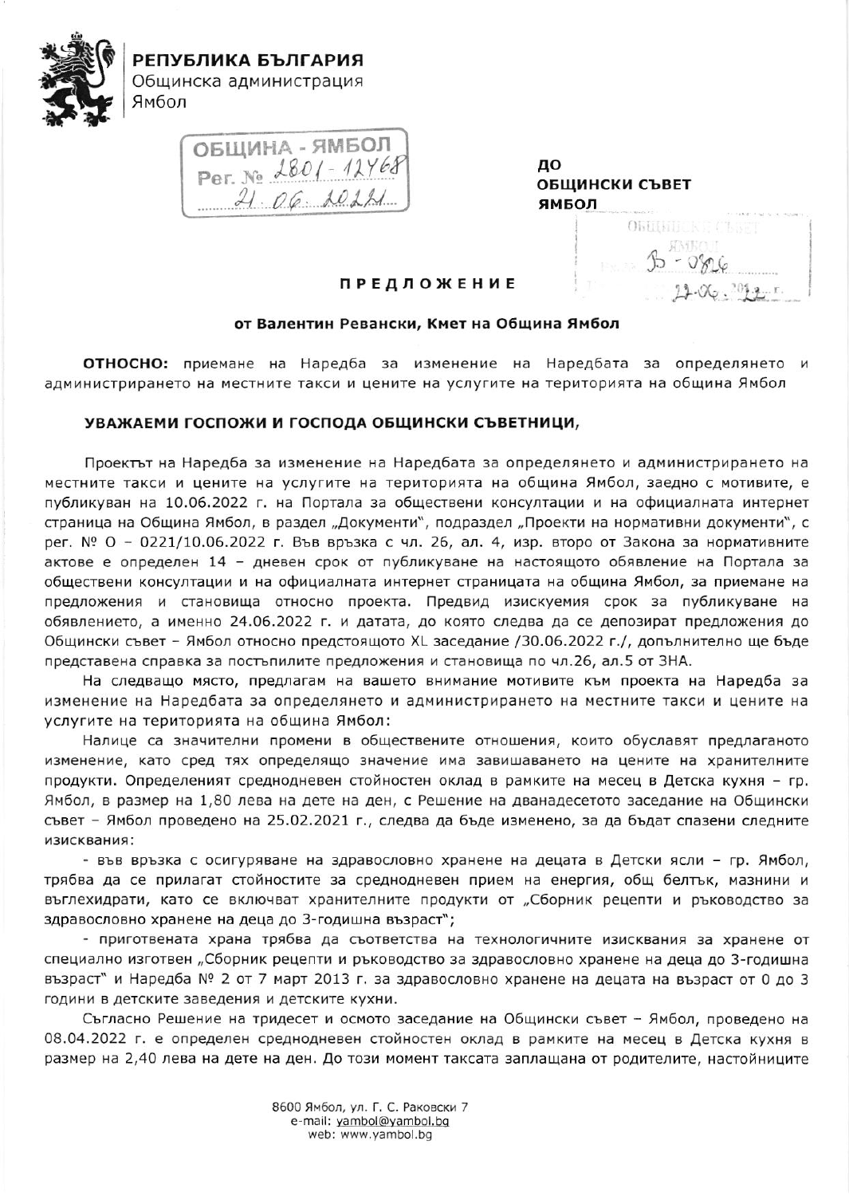**РЕПУБЛИКА БЪЛГАРИЯ**
Общинска администрация
Ямбол

ОБЩИНА - ЯМБОЛ
Рег. № 2801-12468
21.06.2022 г.

ДО
ОБЩИНСКИ СЪВЕТ
ЯМБОЛ

ОБЩИНСКИ СЪВЕТ ЯМБОЛ
Рег. № B-0826
22.06.2022 г.

# ПРЕДЛОЖЕНИЕ

**от Валентин Ревански, Кмет на Община Ямбол**

**ОТНОСНО:** приемане на Наредба за изменение на Наредбата за определянето и администрирането на местните такси и цените на услугите на територията на община Ямбол

**УВАЖАЕМИ ГОСПОЖИ И ГОСПОДА ОБЩИНСКИ СЪВЕТНИЦИ,**

Проектът на Наредба за изменение на Наредбата за определянето и администрирането на местните такси и цените на услугите на територията на община Ямбол, заедно с мотивите, е публикуван на 10.06.2022 г. на Портала за обществени консултации и на официалната интернет страница на Община Ямбол, в раздел „Документи", подраздел „Проекти на нормативни документи", с рег. № О – 0221/10.06.2022 г. Във връзка с чл. 26, ал. 4, изр. второ от Закона за нормативните актове е определен 14 – дневен срок от публикуване на настоящото обявление на Портала за обществени консултации и на официалната интернет страницата на община Ямбол, за приемане на предложения и становища относно проекта. Предвид изискуемия срок за публикуване на обявлението, а именно 24.06.2022 г. и датата, до която следва да се депозират предложения до Общински съвет – Ямбол относно предстоящото XL заседание /30.06.2022 г./, допълнително ще бъде представена справка за постъпилите предложения и становища по чл.26, ал.5 от ЗНА.

На следващо място, предлагам на вашето внимание мотивите към проекта на Наредба за изменение на Наредбата за определянето и администрирането на местните такси и цените на услугите на територията на община Ямбол:

Налице са значителни промени в обществените отношения, които обуславят предлаганото изменение, като сред тях определящо значение има завишаването на цените на хранителните продукти. Определеният среднодневен стойностен оклад в рамките на месец в Детска кухня – гр. Ямбол, в размер на 1,80 лева на дете на ден, с Решение на дванадесетото заседание на Общински съвет – Ямбол проведено на 25.02.2021 г., следва да бъде изменено, за да бъдат спазени следните изисквания:

- във връзка с осигуряване на здравословно хранене на децата в Детски ясли – гр. Ямбол, трябва да се прилагат стойностите за среднодневен прием на енергия, общ белтък, мазнини и въглехидрати, като се включват хранителните продукти от „Сборник рецепти и ръководство за здравословно хранене на деца до 3-годишна възраст";
- приготвената храна трябва да съответства на технологичните изисквания за хранене от специално изготвен „Сборник рецепти и ръководство за здравословно хранене на деца до 3-годишна възраст" и Наредба № 2 от 7 март 2013 г. за здравословно хранене на децата на възраст от 0 до 3 години в детските заведения и детските кухни.

Съгласно Решение на тридесет и осмото заседание на Общински съвет – Ямбол, проведено на 08.04.2022 г. е определен среднодневен стойностен оклад в рамките на месец в Детска кухня в размер на 2,40 лева на дете на ден. До този момент таксата заплащана от родителите, настойниците

8600 Ямбол, ул. Г. С. Раковски 7
e-mail: yambol@yambol.bg
web: www.yambol.bg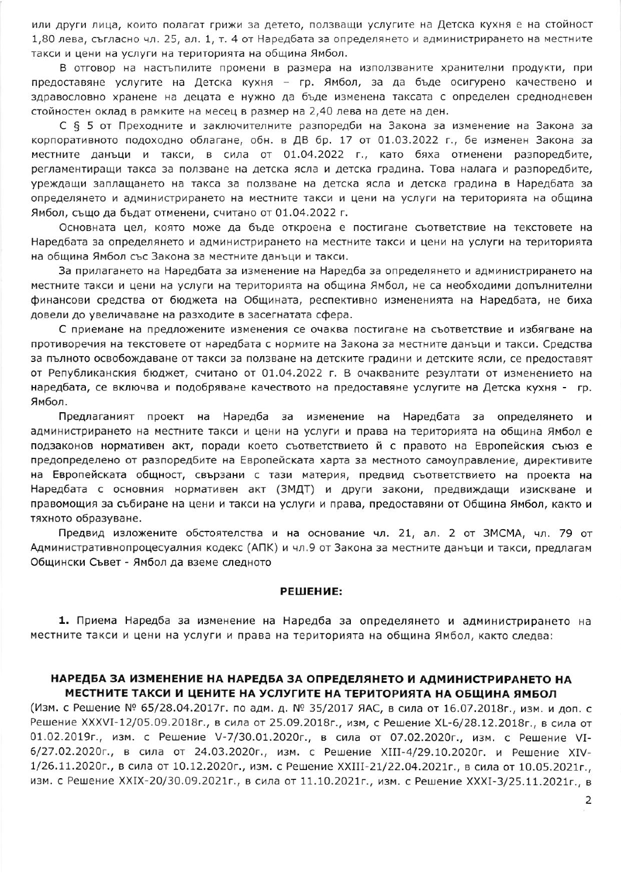или други лица, които полагат грижи за детето, ползващи услугите на Детска кухня е на стойност 1,80 лева, съгласно чл. 25, ал. 1, т. 4 от Наредбата за определянето и администрирането на местните такси и цени на услуги на територията на община Ямбол.

В отговор на настъпилите промени в размера на използваните хранителни продукти, при предоставяне услугите на Детска кухня – гр. Ямбол, за да бъде осигурено качествено и здравословно хранене на децата е нужно да бъде изменена таксата с определен среднодневен стойностен оклад в рамките на месец в размер на 2,40 лева на дете на ден.

С § 5 от Преходните и заключителните разпоредби на Закона за изменение на Закона за корпоративното подоходно облагане, обн. в ДВ бр. 17 от 01.03.2022 г., бе изменен Закона за местните данъци и такси, в сила от 01.04.2022 г., като бяха отменени разпоредбите, регламентиращи такса за ползване на детска ясла и детска градина. Това налага и разпоредбите, уреждащи заплащането на такса за ползване на детска ясла и детска градина в Наредбата за определянето и администрирането на местните такси и цени на услуги на територията на община Ямбол, също да бъдат отменени, считано от 01.04.2022 г.

Основната цел, която може да бъде откроена е постигане съответствие на текстовете на Наредбата за определянето и администрирането на местните такси и цени на услуги на територията на община Ямбол със Закона за местните данъци и такси.

За прилагането на Наредбата за изменение на Наредба за определянето и администрирането на местните такси и цени на услуги на територията на община Ямбол, не са необходими допълнителни финансови средства от бюджета на Общината, респективно измененията на Наредбата, не биха довели до увеличаване на разходите в засегнатата сфера.

С приемане на предложените изменения се очаква постигане на съответствие и избягване на противоречия на текстовете от наредбата с нормите на Закона за местните данъци и такси. Средства за пълното освобождаване от такси за ползване на детските градини и детските ясли, се предоставят от Републиканския бюджет, считано от 01.04.2022 г. В очакваните резултати от изменението на наредбата, се включва и подобряване качеството на предоставяне услугите на Детска кухня - гр. Ямбол.

Предлаганият проект на Наредба за изменение на Наредбата за определянето и администрирането на местните такси и цени на услуги и права на територията на община Ямбол е подзаконов нормативен акт, поради което съответствието й с правото на Европейския съюз е предопределено от разпоредбите на Европейската харта за местното самоуправление, директивите на Европейската общност, свързани с тази материя, предвид съответствието на проекта на Наредбата с основния нормативен акт (ЗМДТ) и други закони, предвиждащи изискване и правомощия за събиране на цени и такси на услуги и права, предоставяни от Община Ямбол, както и тяхното образуване.

Предвид изложените обстоятелства и на основание чл. 21, ал. 2 от ЗМСМА, чл. 79 от Административнопроцесуалния кодекс (АПК) и чл.9 от Закона за местните данъци и такси, предлагам Общински Съвет - Ямбол да вземе следното

**РЕШЕНИЕ:**

**1.** Приема Наредба за изменение на Наредба за определянето и администрирането на местните такси и цени на услуги и права на територията на община Ямбол, както следва:

**НАРЕДБА ЗА ИЗМЕНЕНИЕ НА НАРЕДБА ЗА ОПРЕДЕЛЯНЕТО И АДМИНИСТРИРАНЕТО НА МЕСТНИТЕ ТАКСИ И ЦЕНИТЕ НА УСЛУГИТЕ НА ТЕРИТОРИЯТА НА ОБЩИНА ЯМБОЛ**

(Изм. с Решение № 65/28.04.2017г. по адм. д. № 35/2017 ЯАС, в сила от 16.07.2018г., изм. и доп. с Решение XXXVI-12/05.09.2018г., в сила от 25.09.2018г., изм, с Решение XL-6/28.12.2018г., в сила от 01.02.2019г., изм. с Решение V-7/30.01.2020г., в сила от 07.02.2020г., изм. с Решение VI-6/27.02.2020г., в сила от 24.03.2020г., изм. с Решение XIII-4/29.10.2020г. и Решение XIV-1/26.11.2020г., в сила от 10.12.2020г., изм. с Решение XXIII-21/22.04.2021г., в сила от 10.05.2021г., изм. с Решение XXIX-20/30.09.2021г., в сила от 11.10.2021г., изм. с Решение XXXI-3/25.11.2021г., в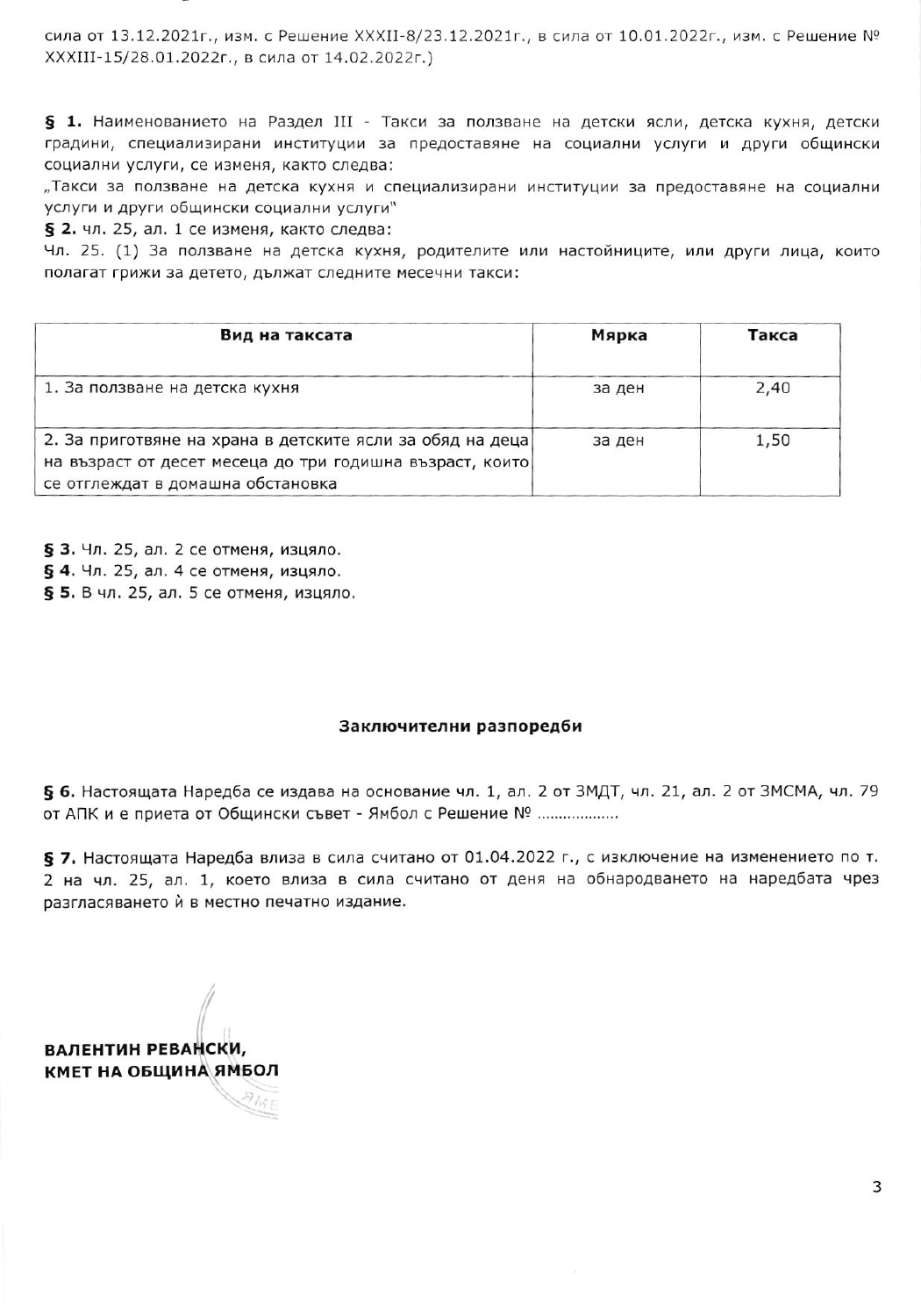сила от 13.12.2021г., изм. с Решение XXXII-8/23.12.2021г., в сила от 10.01.2022г., изм. с Решение № XXXIII-15/28.01.2022г., в сила от 14.02.2022г.)

**§ 1.** Наименованието на Раздел III - Такси за ползване на детски ясли, детска кухня, детски градини, специализирани институции за предоставяне на социални услуги и други общински социални услуги, се изменя, както следва:

„Такси за ползване на детска кухня и специализирани институции за предоставяне на социални услуги и други общински социални услуги"

**§ 2.** чл. 25, ал. 1 се изменя, както следва:

Чл. 25. (1) За ползване на детска кухня, родителите или настойниците, или други лица, които полагат грижи за детето, дължат следните месечни такси:

| **Вид на таксата** | **Мярка** | **Такса** |
|---|---|---|
| 1. За ползване на детска кухня | за ден | 2,40 |
| 2. За приготвяне на храна в детските ясли за обяд на деца на възраст от десет месеца до три годишна възраст, които се отглеждат в домашна обстановка | за ден | 1,50 |

**§ 3.** Чл. 25, ал. 2 се отменя, изцяло.

**§ 4.** Чл. 25, ал. 4 се отменя, изцяло.

**§ 5.** В чл. 25, ал. 5 се отменя, изцяло.

### Заключителни разпоредби

**§ 6.** Настоящата Наредба се издава на основание чл. 1, ал. 2 от ЗМДТ, чл. 21, ал. 2 от ЗМСМА, чл. 79 от АПК и е приета от Общински съвет - Ямбол с Решение № ..................

**§ 7.** Настоящата Наредба влиза в сила считано от 01.04.2022 г., с изключение на изменението по т. 2 на чл. 25, ал. 1, което влиза в сила считано от деня на обнародването на наредбата чрез разгласяването ѝ в местно печатно издание.

**ВАЛЕНТИН РЕВАНСКИ,**
**КМЕТ НА ОБЩИНА ЯМБОЛ**